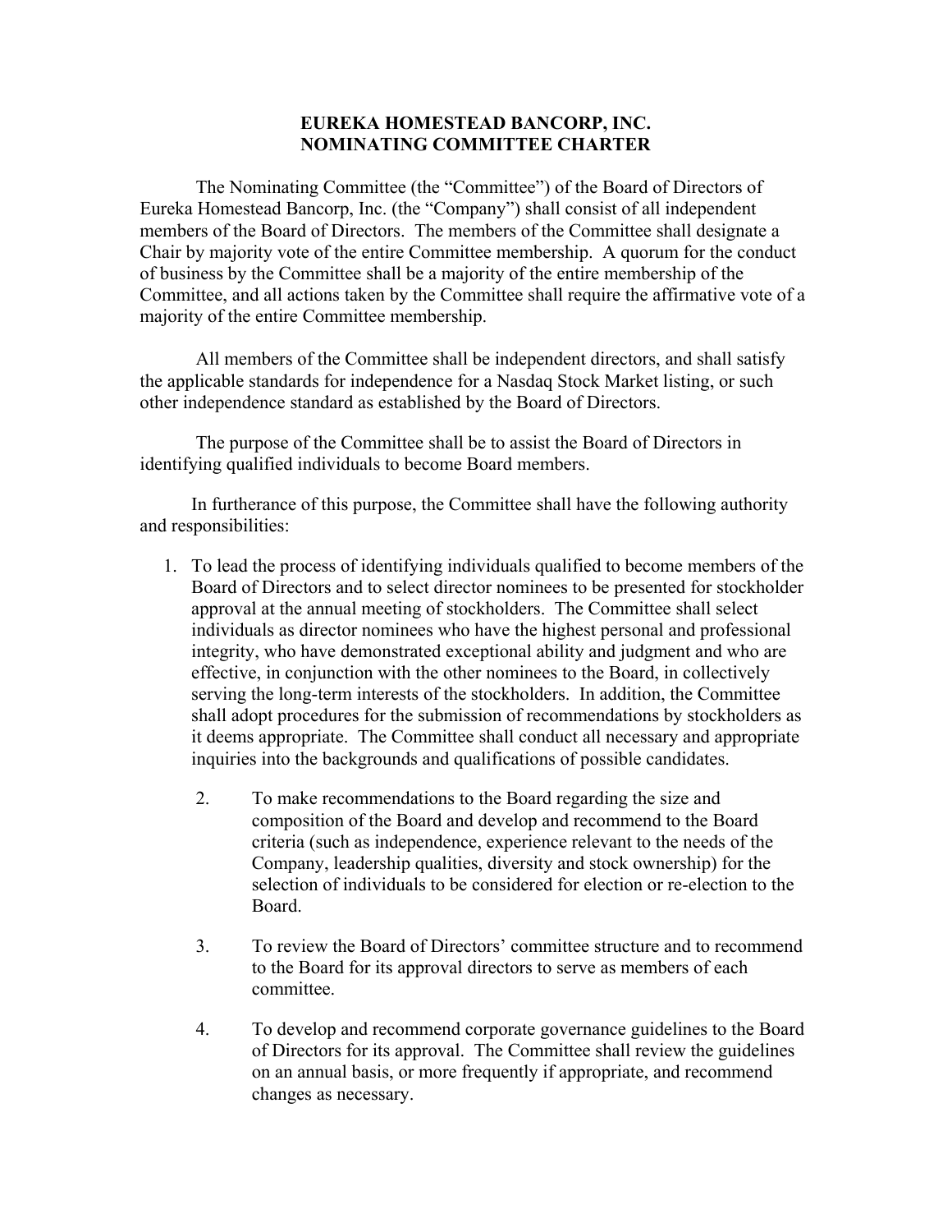# EUREKA HOMESTEAD BANCORP, INC.
# NOMINATING COMMITTEE CHARTER

The Nominating Committee (the "Committee") of the Board of Directors of Eureka Homestead Bancorp, Inc. (the "Company") shall consist of all independent members of the Board of Directors. The members of the Committee shall designate a Chair by majority vote of the entire Committee membership. A quorum for the conduct of business by the Committee shall be a majority of the entire membership of the Committee, and all actions taken by the Committee shall require the affirmative vote of a majority of the entire Committee membership.

All members of the Committee shall be independent directors, and shall satisfy the applicable standards for independence for a Nasdaq Stock Market listing, or such other independence standard as established by the Board of Directors.

The purpose of the Committee shall be to assist the Board of Directors in identifying qualified individuals to become Board members.

In furtherance of this purpose, the Committee shall have the following authority and responsibilities:

1. To lead the process of identifying individuals qualified to become members of the Board of Directors and to select director nominees to be presented for stockholder approval at the annual meeting of stockholders. The Committee shall select individuals as director nominees who have the highest personal and professional integrity, who have demonstrated exceptional ability and judgment and who are effective, in conjunction with the other nominees to the Board, in collectively serving the long-term interests of the stockholders. In addition, the Committee shall adopt procedures for the submission of recommendations by stockholders as it deems appropriate. The Committee shall conduct all necessary and appropriate inquiries into the backgrounds and qualifications of possible candidates.

2. To make recommendations to the Board regarding the size and composition of the Board and develop and recommend to the Board criteria (such as independence, experience relevant to the needs of the Company, leadership qualities, diversity and stock ownership) for the selection of individuals to be considered for election or re-election to the Board.

3. To review the Board of Directors' committee structure and to recommend to the Board for its approval directors to serve as members of each committee.

4. To develop and recommend corporate governance guidelines to the Board of Directors for its approval. The Committee shall review the guidelines on an annual basis, or more frequently if appropriate, and recommend changes as necessary.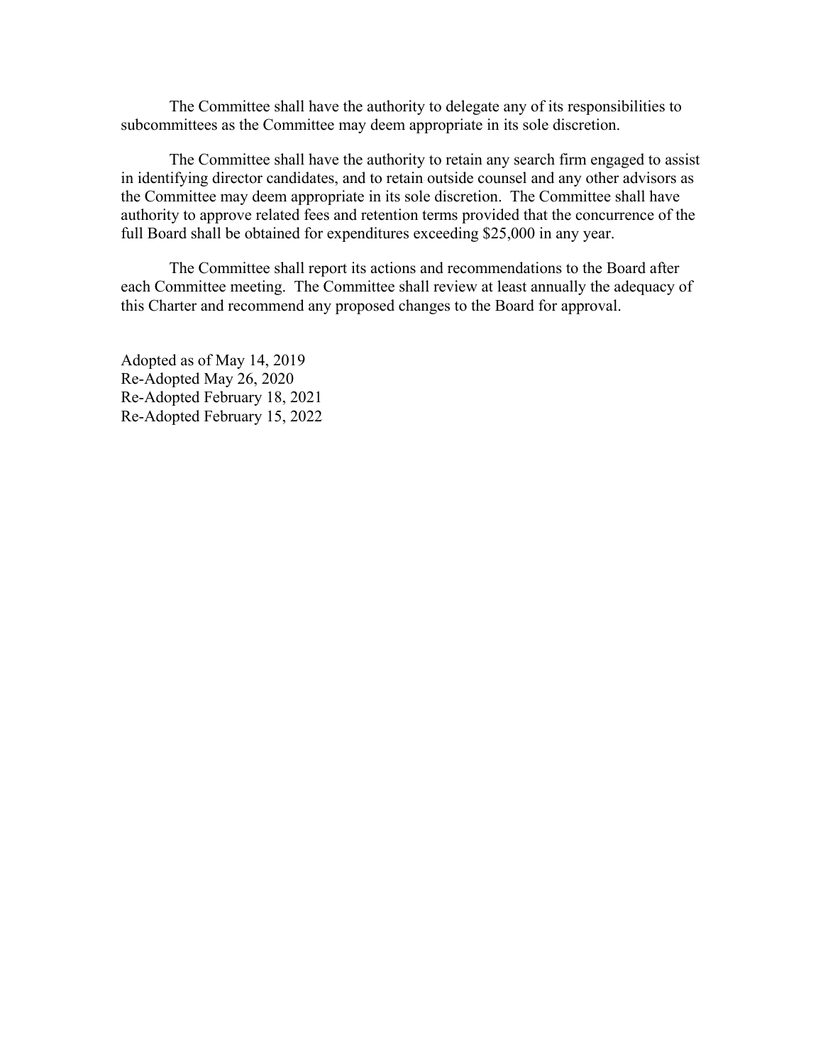The Committee shall have the authority to delegate any of its responsibilities to subcommittees as the Committee may deem appropriate in its sole discretion.

The Committee shall have the authority to retain any search firm engaged to assist in identifying director candidates, and to retain outside counsel and any other advisors as the Committee may deem appropriate in its sole discretion. The Committee shall have authority to approve related fees and retention terms provided that the concurrence of the full Board shall be obtained for expenditures exceeding $25,000 in any year.

The Committee shall report its actions and recommendations to the Board after each Committee meeting. The Committee shall review at least annually the adequacy of this Charter and recommend any proposed changes to the Board for approval.

Adopted as of May 14, 2019  
Re-Adopted May 26, 2020  
Re-Adopted February 18, 2021  
Re-Adopted February 15, 2022